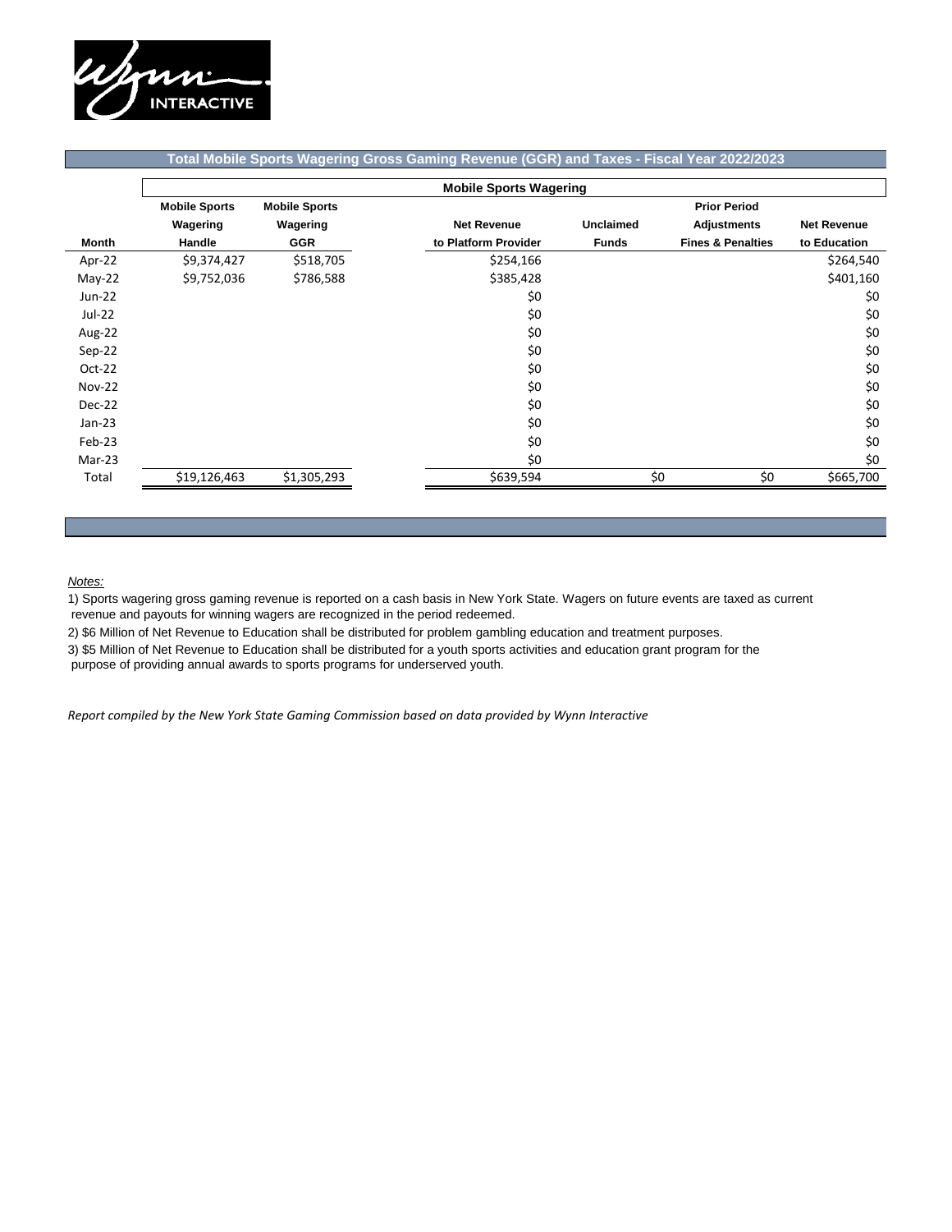## Total Mobile Sports Wagering Gross Gaming Revenue (GGR) and Taxes - Fiscal Year 2022/2023

| | Mobile Sports Wagering | | | | | |
|---|---|---|---|---|---|---|
| **Month** | **Mobile Sports Wagering Handle** | **Mobile Sports Wagering GGR** | **Net Revenue to Platform Provider** | **Unclaimed Funds** | **Prior Period Adjustments Fines & Penalties** | **Net Revenue to Education** |
| Apr-22 | $9,374,427 | $518,705 | $254,166 | | | $264,540 |
| May-22 | $9,752,036 | $786,588 | $385,428 | | | $401,160 |
| Jun-22 | | | $0 | | | $0 |
| Jul-22 | | | $0 | | | $0 |
| Aug-22 | | | $0 | | | $0 |
| Sep-22 | | | $0 | | | $0 |
| Oct-22 | | | $0 | | | $0 |
| Nov-22 | | | $0 | | | $0 |
| Dec-22 | | | $0 | | | $0 |
| Jan-23 | | | $0 | | | $0 |
| Feb-23 | | | $0 | | | $0 |
| Mar-23 | | | $0 | | | $0 |
| Total | $19,126,463 | $1,305,293 | $639,594 | $0 | $0 | $665,700 |

*Notes:*

1) Sports wagering gross gaming revenue is reported on a cash basis in New York State. Wagers on future events are taxed as current revenue and payouts for winning wagers are recognized in the period redeemed.

2) $6 Million of Net Revenue to Education shall be distributed for problem gambling education and treatment purposes.

3) $5 Million of Net Revenue to Education shall be distributed for a youth sports activities and education grant program for the purpose of providing annual awards to sports programs for underserved youth.

*Report compiled by the New York State Gaming Commission based on data provided by Wynn Interactive*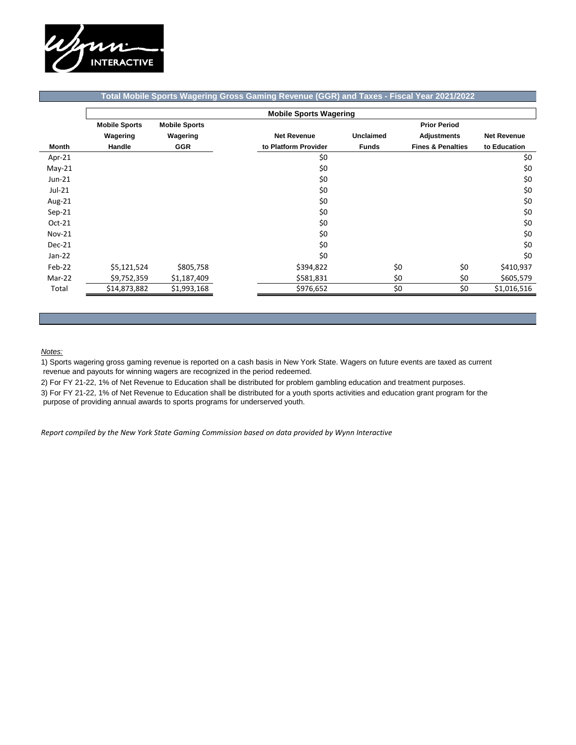Wynn INTERACTIVE

## Total Mobile Sports Wagering Gross Gaming Revenue (GGR) and Taxes - Fiscal Year 2021/2022

| | Mobile Sports Wagering | | | | | |
|---|---|---|---|---|---|---|
| **Month** | **Mobile Sports Wagering Handle** | **Mobile Sports Wagering GGR** | **Net Revenue to Platform Provider** | **Unclaimed Funds** | **Prior Period Adjustments Fines & Penalties** | **Net Revenue to Education** |
| Apr-21 | | | $0 | | | $0 |
| May-21 | | | $0 | | | $0 |
| Jun-21 | | | $0 | | | $0 |
| Jul-21 | | | $0 | | | $0 |
| Aug-21 | | | $0 | | | $0 |
| Sep-21 | | | $0 | | | $0 |
| Oct-21 | | | $0 | | | $0 |
| Nov-21 | | | $0 | | | $0 |
| Dec-21 | | | $0 | | | $0 |
| Jan-22 | | | $0 | | | $0 |
| Feb-22 | $5,121,524 | $805,758 | $394,822 | $0 | $0 | $410,937 |
| Mar-22 | $9,752,359 | $1,187,409 | $581,831 | $0 | $0 | $605,579 |
| Total | $14,873,882 | $1,993,168 | $976,652 | $0 | $0 | $1,016,516 |

*Notes:*

1) Sports wagering gross gaming revenue is reported on a cash basis in New York State. Wagers on future events are taxed as current revenue and payouts for winning wagers are recognized in the period redeemed.

2) For FY 21-22, 1% of Net Revenue to Education shall be distributed for problem gambling education and treatment purposes.

3) For FY 21-22, 1% of Net Revenue to Education shall be distributed for a youth sports activities and education grant program for the purpose of providing annual awards to sports programs for underserved youth.

*Report compiled by the New York State Gaming Commission based on data provided by Wynn Interactive*